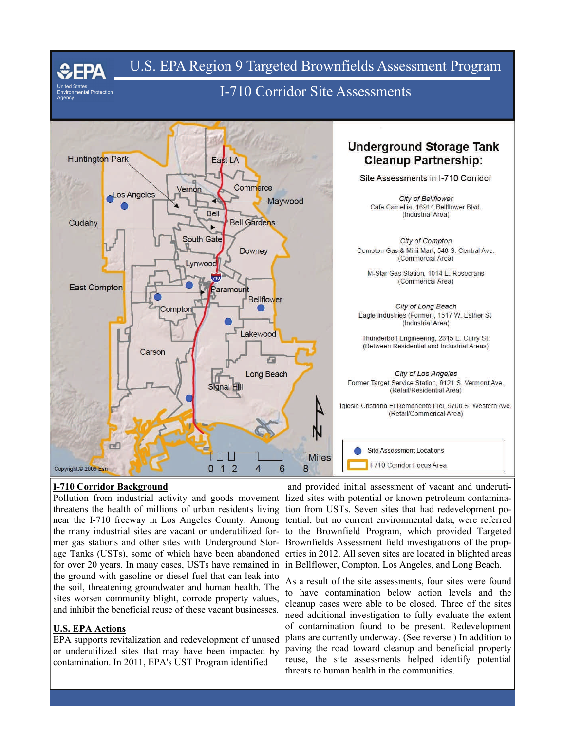# U.S. EPA Region 9 Targeted Brownfields Assessment Program

## I-710 Corridor Site Assessments

## Underground Storage Tank Cleanup Partnership:

Site Assessments in I-710 Corridor

*City of Bellflower*
Cafe Camellia, 16914 Bellflower Blvd.
(Industrial Area)

*City of Compton*
Compton Gas & Mini Mart, 548 S. Central Ave.
(Commercial Area)

M-Star Gas Station, 1014 E. Rosecrans
(Commercial Area)

*City of Long Beach*
Eagle Industries (Former), 1517 W. Esther St.
(Industrial Area)

Thunderbolt Engineering, 2315 E. Curry St.
(Between Residential and Industrial Areas)

*City of Los Angeles*
Former Target Service Station, 6121 S. Vermont Ave.
(Retail/Residential Area)

Iglesia Cristiana El Remanente Fiel, 5700 S. Western Ave.
(Retail/Commerical Area)

Site Assessment Locations

I-710 Corridor Focus Area

Copyright:© 2009 Esri

### I-710 Corridor Background

Pollution from industrial activity and goods movement threatens the health of millions of urban residents living near the I-710 freeway in Los Angeles County. Among the many industrial sites are vacant or underutilized former gas stations and other sites with Underground Storage Tanks (USTs), some of which have been abandoned for over 20 years. In many cases, USTs have remained in the ground with gasoline or diesel fuel that can leak into the soil, threatening groundwater and human health. The sites worsen community blight, corrode property values, and inhibit the beneficial reuse of these vacant businesses.

### U.S. EPA Actions

EPA supports revitalization and redevelopment of unused or underutilized sites that may have been impacted by contamination. In 2011, EPA's UST Program identified and provided initial assessment of vacant and underutilized sites with potential or known petroleum contamination from USTs. Seven sites that had redevelopment potential, but no current environmental data, were referred to the Brownfield Program, which provided Targeted Brownfields Assessment field investigations of the properties in 2012. All seven sites are located in blighted areas in Bellflower, Compton, Los Angeles, and Long Beach.

As a result of the site assessments, four sites were found to have contamination below action levels and the cleanup cases were able to be closed. Three of the sites need additional investigation to fully evaluate the extent of contamination found to be present. Redevelopment plans are currently underway. (See reverse.) In addition to paving the road toward cleanup and beneficial property reuse, the site assessments helped identify potential threats to human health in the communities.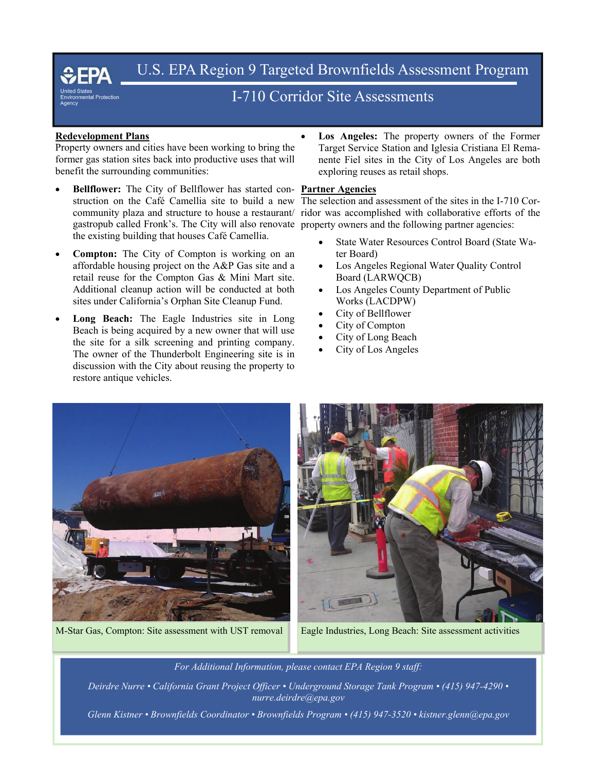# U.S. EPA Region 9 Targeted Brownfields Assessment Program

## I-710 Corridor Site Assessments

### Redevelopment Plans

Property owners and cities have been working to bring the former gas station sites back into productive uses that will benefit the surrounding communities:

- **Bellflower:** The City of Bellflower has started construction on the Café Camellia site to build a new community plaza and structure to house a restaurant/gastropub called Fronk's. The City will also renovate the existing building that houses Café Camellia.
- **Compton:** The City of Compton is working on an affordable housing project on the A&P Gas site and a retail reuse for the Compton Gas & Mini Mart site. Additional cleanup action will be conducted at both sites under California's Orphan Site Cleanup Fund.
- **Long Beach:** The Eagle Industries site in Long Beach is being acquired by a new owner that will use the site for a silk screening and printing company. The owner of the Thunderbolt Engineering site is in discussion with the City about reusing the property to restore antique vehicles.
- **Los Angeles:** The property owners of the Former Target Service Station and Iglesia Cristiana El Remanente Fiel sites in the City of Los Angeles are both exploring reuses as retail shops.

### Partner Agencies

The selection and assessment of the sites in the I-710 Corridor was accomplished with collaborative efforts of the property owners and the following partner agencies:

- State Water Resources Control Board (State Water Board)
- Los Angeles Regional Water Quality Control Board (LARWQCB)
- Los Angeles County Department of Public Works (LACDPW)
- City of Bellflower
- City of Compton
- City of Long Beach
- City of Los Angeles

M-Star Gas, Compton: Site assessment with UST removal

Eagle Industries, Long Beach: Site assessment activities

*For Additional Information, please contact EPA Region 9 staff:*

*Deirdre Nurre • California Grant Project Officer • Underground Storage Tank Program • (415) 947-4290 • nurre.deirdre@epa.gov*

*Glenn Kistner • Brownfields Coordinator • Brownfields Program • (415) 947-3520 • kistner.glenn@epa.gov*